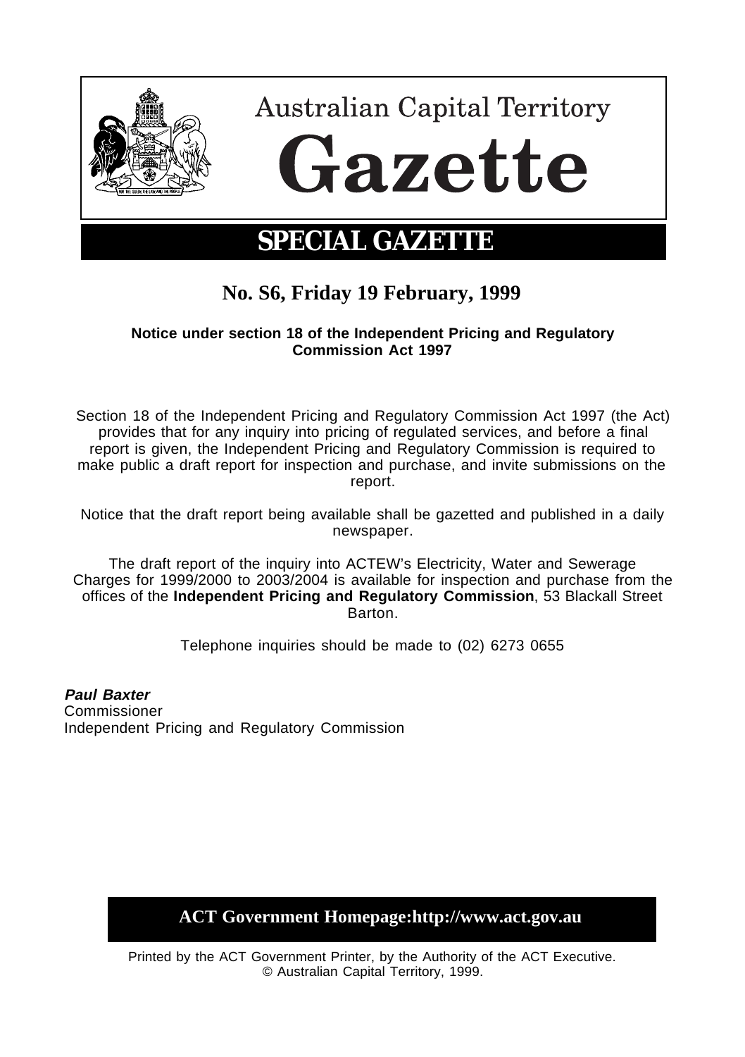# Australian Capital Territory

# Gazette

## SPECIAL GAZETTE

## No. S6, Friday 19 February, 1999

**Notice under section 18 of the Independent Pricing and Regulatory Commission Act 1997**

Section 18 of the Independent Pricing and Regulatory Commission Act 1997 (the Act) provides that for any inquiry into pricing of regulated services, and before a final report is given, the Independent Pricing and Regulatory Commission is required to make public a draft report for inspection and purchase, and invite submissions on the report.

Notice that the draft report being available shall be gazetted and published in a daily newspaper.

The draft report of the inquiry into ACTEW's Electricity, Water and Sewerage Charges for 1999/2000 to 2003/2004 is available for inspection and purchase from the offices of the **Independent Pricing and Regulatory Commission**, 53 Blackall Street Barton.

Telephone inquiries should be made to (02) 6273 0655

***Paul Baxter***
Commissioner
Independent Pricing and Regulatory Commission

**ACT Government Homepage:http://www.act.gov.au**

Printed by the ACT Government Printer, by the Authority of the ACT Executive.
© Australian Capital Territory, 1999.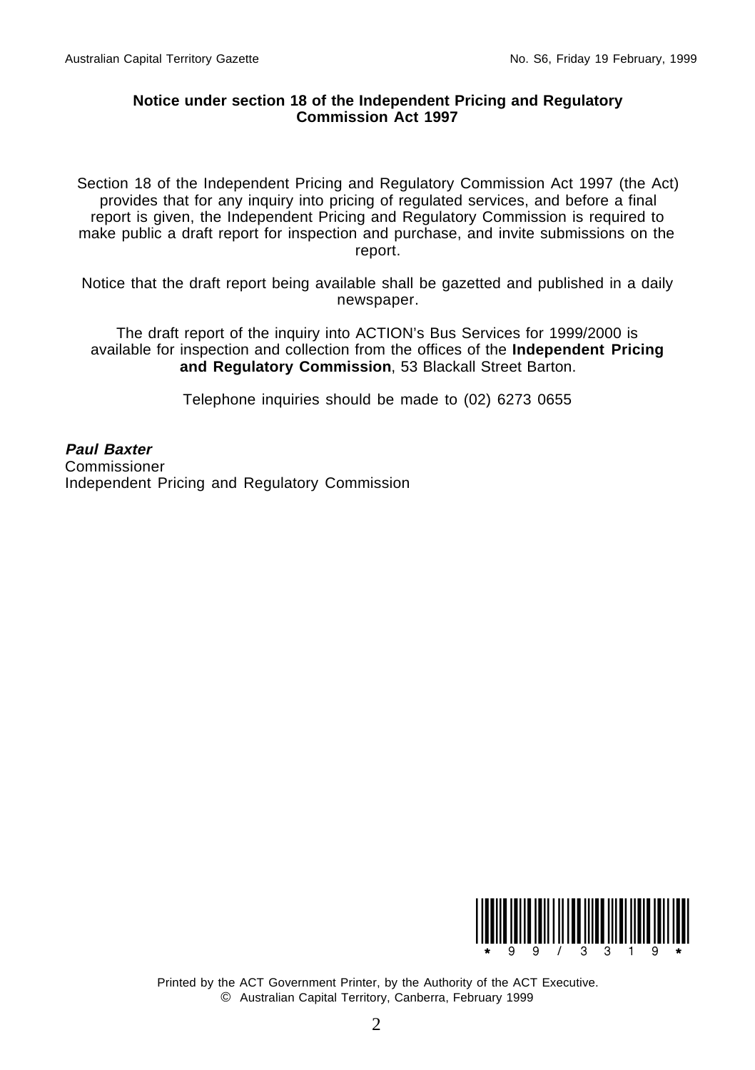**Notice under section 18 of the Independent Pricing and Regulatory Commission Act 1997**

Section 18 of the Independent Pricing and Regulatory Commission Act 1997 (the Act) provides that for any inquiry into pricing of regulated services, and before a final report is given, the Independent Pricing and Regulatory Commission is required to make public a draft report for inspection and purchase, and invite submissions on the report.

Notice that the draft report being available shall be gazetted and published in a daily newspaper.

The draft report of the inquiry into ACTION's Bus Services for 1999/2000 is available for inspection and collection from the offices of the **Independent Pricing and Regulatory Commission**, 53 Blackall Street Barton.

Telephone inquiries should be made to (02) 6273 0655

***Paul Baxter***
Commissioner
Independent Pricing and Regulatory Commission

*99/3319*

Printed by the ACT Government Printer, by the Authority of the ACT Executive.
© Australian Capital Territory, Canberra, February 1999